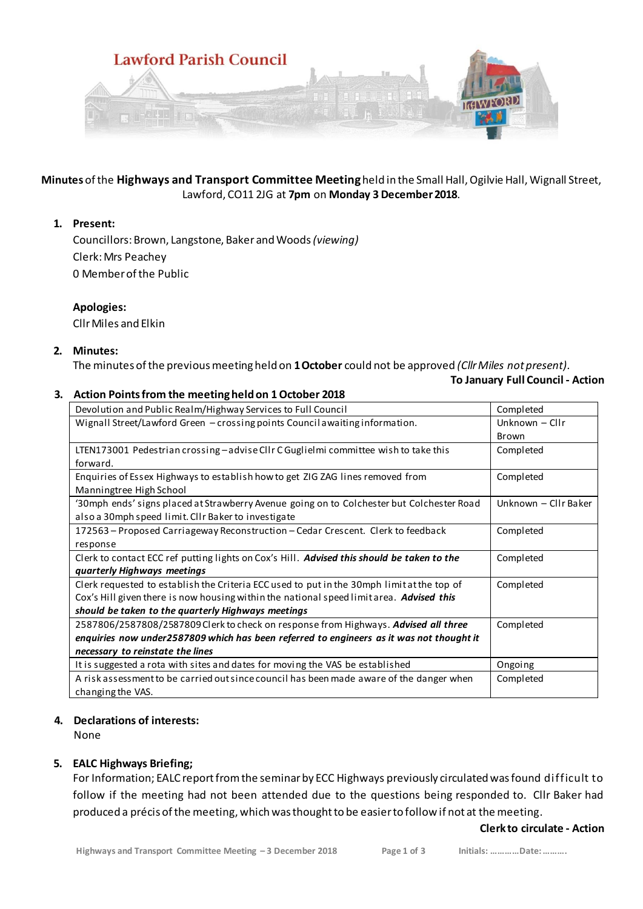# Lawford Parish Council

**Minutes** of the **Highways and Transport Committee Meeting** held in the Small Hall, Ogilvie Hall, Wignall Street, Lawford, CO11 2JG at **7pm** on **Monday 3 December 2018**.

1. **Present:**
   Councillors: Brown, Langstone, Baker and Woods *(viewing)*
   Clerk: Mrs Peachey
   0 Member of the Public

   **Apologies:**
   Cllr Miles and Elkin

2. **Minutes:**
   The minutes of the previous meeting held on **1 October** could not be approved *(Cllr Miles not present).*

   **To January Full Council - Action**

3. **Action Points from the meeting held on 1 October 2018**

| | |
|---|---|
| Devolution and Public Realm/Highway Services to Full Council | Completed |
| Wignall Street/Lawford Green – crossing points Council awaiting information. | Unknown – Cllr Brown |
| LTEN173001 Pedestrian crossing – advise Cllr C Guglielmi committee wish to take this forward. | Completed |
| Enquiries of Essex Highways to establish how to get ZIG ZAG lines removed from Manningtree High School | Completed |
| '30mph ends' signs placed at Strawberry Avenue going on to Colchester but Colchester Road also a 30mph speed limit. Cllr Baker to investigate | Unknown – Cllr Baker |
| 172563 – Proposed Carriageway Reconstruction – Cedar Crescent. Clerk to feedback response | Completed |
| Clerk to contact ECC ref putting lights on Cox's Hill. ***Advised this should be taken to the quarterly Highways meetings*** | Completed |
| Clerk requested to establish the Criteria ECC used to put in the 30mph limit at the top of Cox's Hill given there is now housing within the national speed limit area. ***Advised this should be taken to the quarterly Highways meetings*** | Completed |
| 2587806/2587808/2587809 Clerk to check on response from Highways. ***Advised all three enquiries now under 2587809 which has been referred to engineers as it was not thought it necessary to reinstate the lines*** | Completed |
| It is suggested a rota with sites and dates for moving the VAS be established | Ongoing |
| A risk assessment to be carried out since council has been made aware of the danger when changing the VAS. | Completed |

4. **Declarations of interests:**
   None

5. **EALC Highways Briefing;**
   For Information; EALC report from the seminar by ECC Highways previously circulated was found difficult to follow if the meeting had not been attended due to the questions being responded to. Cllr Baker had produced a précis of the meeting, which was thought to be easier to follow if not at the meeting.

   **Clerk to circulate - Action**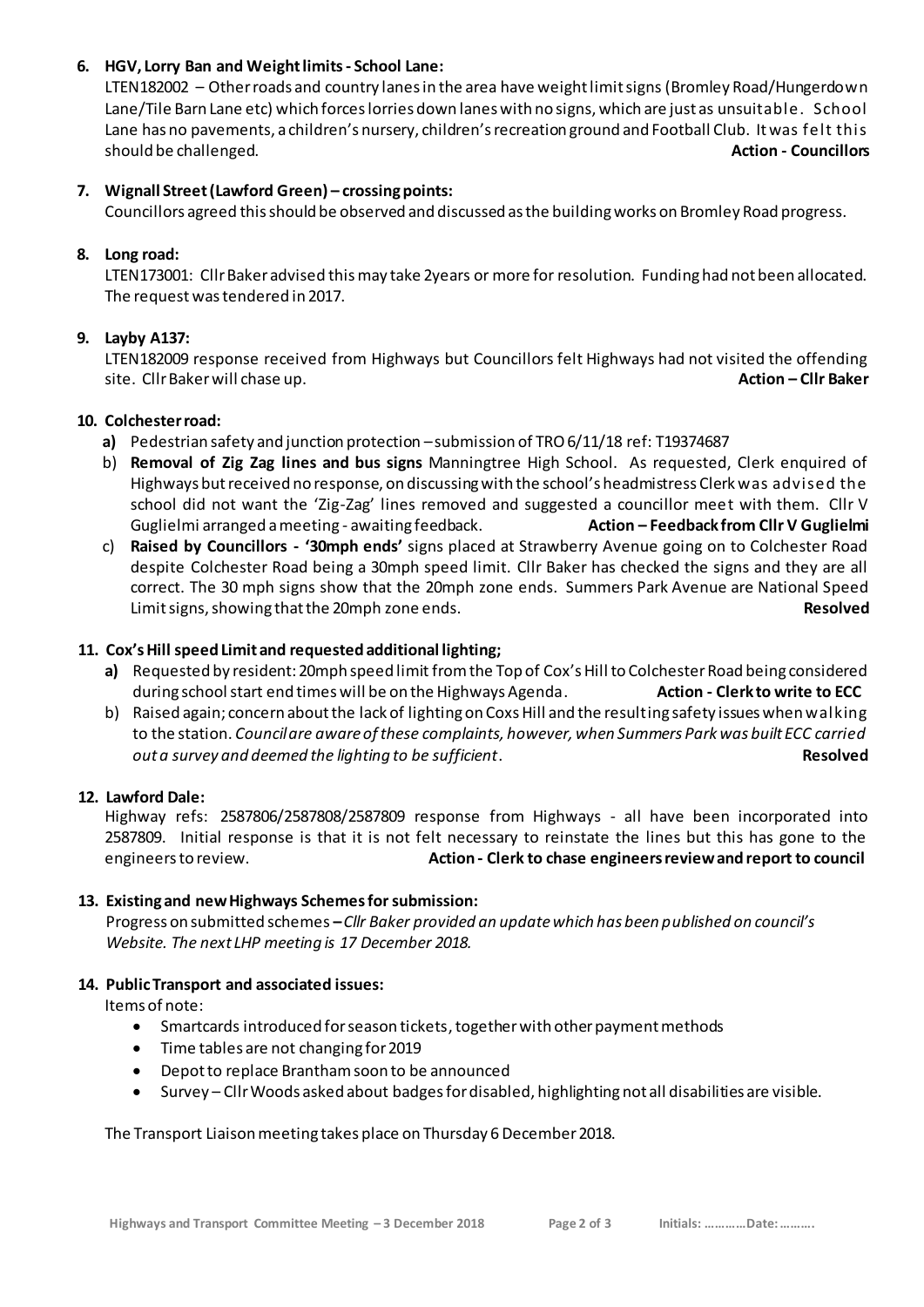**6. HGV, Lorry Ban and Weight limits - School Lane:**

LTEN182002 – Other roads and country lanes in the area have weight limit signs (Bromley Road/Hungerdown Lane/Tile Barn Lane etc) which forces lorries down lanes with no signs, which are just as unsuitable. School Lane has no pavements, a children's nursery, children's recreation ground and Football Club. It was felt this should be challenged. **Action - Councillors**

**7. Wignall Street (Lawford Green) – crossing points:**

Councillors agreed this should be observed and discussed as the building works on Bromley Road progress.

**8. Long road:**

LTEN173001: Cllr Baker advised this may take 2years or more for resolution. Funding had not been allocated. The request was tendered in 2017.

**9. Layby A137:**

LTEN182009 response received from Highways but Councillors felt Highways had not visited the offending site. Cllr Baker will chase up. **Action – Cllr Baker**

**10. Colchester road:**

- **a)** Pedestrian safety and junction protection – submission of TRO 6/11/18 ref: T19374687
- b) **Removal of Zig Zag lines and bus signs** Manningtree High School. As requested, Clerk enquired of Highways but received no response, on discussing with the school's headmistress Clerk was advised the school did not want the 'Zig-Zag' lines removed and suggested a councillor meet with them. Cllr V Guglielmi arranged a meeting - awaiting feedback. **Action – Feedback from Cllr V Guglielmi**
- c) **Raised by Councillors - '30mph ends'** signs placed at Strawberry Avenue going on to Colchester Road despite Colchester Road being a 30mph speed limit. Cllr Baker has checked the signs and they are all correct. The 30 mph signs show that the 20mph zone ends. Summers Park Avenue are National Speed Limit signs, showing that the 20mph zone ends. **Resolved**

**11. Cox's Hill speed Limit and requested additional lighting;**

- **a)** Requested by resident: 20mph speed limit from the Top of Cox's Hill to Colchester Road being considered during school start end times will be on the Highways Agenda. **Action - Clerk to write to ECC**
- b) Raised again; concern about the lack of lighting on Coxs Hill and the resulting safety issues when walking to the station. *Council are aware of these complaints, however, when Summers Park was built ECC carried out a survey and deemed the lighting to be sufficient*. **Resolved**

**12. Lawford Dale:**

Highway refs: 2587806/2587808/2587809 response from Highways - all have been incorporated into 2587809. Initial response is that it is not felt necessary to reinstate the lines but this has gone to the engineers to review. **Action - Clerk to chase engineers review and report to council**

**13. Existing and new Highways Schemes for submission:**

Progress on submitted schemes **–** *Cllr Baker provided an update which has been published on council's Website. The next LHP meeting is 17 December 2018.*

**14. Public Transport and associated issues:**

Items of note:

- Smartcards introduced for season tickets, together with other payment methods
- Time tables are not changing for 2019
- Depot to replace Brantham soon to be announced
- Survey – Cllr Woods asked about badges for disabled, highlighting not all disabilities are visible.

The Transport Liaison meeting takes place on Thursday 6 December 2018.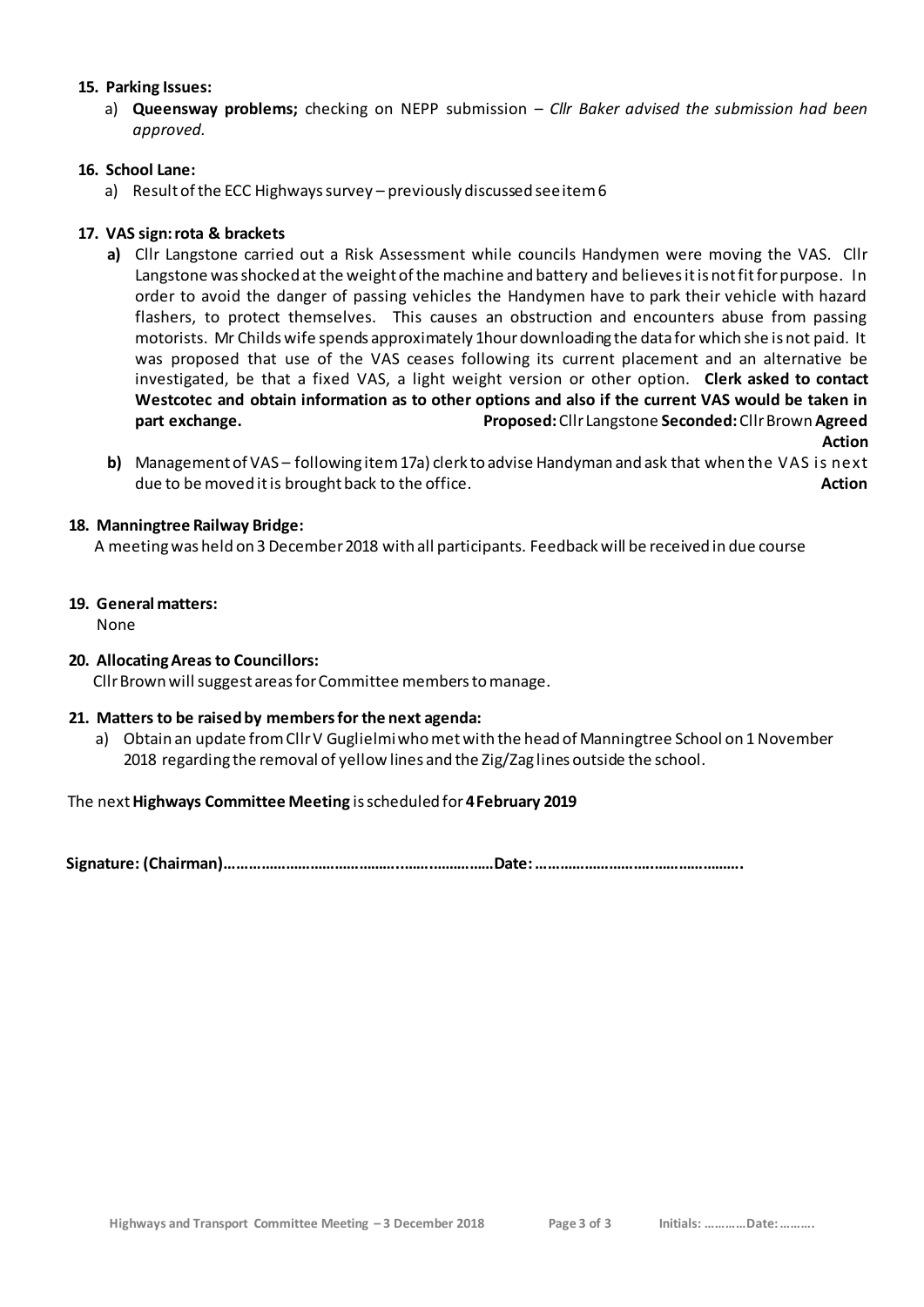15. **Parking Issues:**
    a) **Queensway problems;** checking on NEPP submission – *Cllr Baker advised the submission had been approved.*

16. **School Lane:**
    a) Result of the ECC Highways survey – previously discussed see item 6

17. **VAS sign: rota & brackets**
    **a)** Cllr Langstone carried out a Risk Assessment while councils Handymen were moving the VAS. Cllr Langstone was shocked at the weight of the machine and battery and believes it is not fit for purpose. In order to avoid the danger of passing vehicles the Handymen have to park their vehicle with hazard flashers, to protect themselves. This causes an obstruction and encounters abuse from passing motorists. Mr Childs wife spends approximately 1hour downloading the data for which she is not paid. It was proposed that use of the VAS ceases following its current placement and an alternative be investigated, be that a fixed VAS, a light weight version or other option. **Clerk asked to contact Westcotec and obtain information as to other options and also if the current VAS would be taken in part exchange.** **Proposed:** Cllr Langstone **Seconded:** Cllr Brown **Agreed**
    **Action**

    **b)** Management of VAS – following item 17a) clerk to advise Handyman and ask that when the VAS is next due to be moved it is brought back to the office. **Action**

18. **Manningtree Railway Bridge:**
    A meeting was held on 3 December 2018 with all participants. Feedback will be received in due course

19. **General matters:**
    None

20. **Allocating Areas to Councillors:**
    Cllr Brown will suggest areas for Committee members to manage.

21. **Matters to be raised by members for the next agenda:**
    a) Obtain an update from Cllr V Guglielmi who met with the head of Manningtree School on 1 November 2018 regarding the removal of yellow lines and the Zig/Zag lines outside the school.

The next **Highways Committee Meeting** is scheduled for **4 February 2019**

**Signature: (Chairman)…………………………………………………………Date:…………………………………………….**

Initials: …………Date:……….